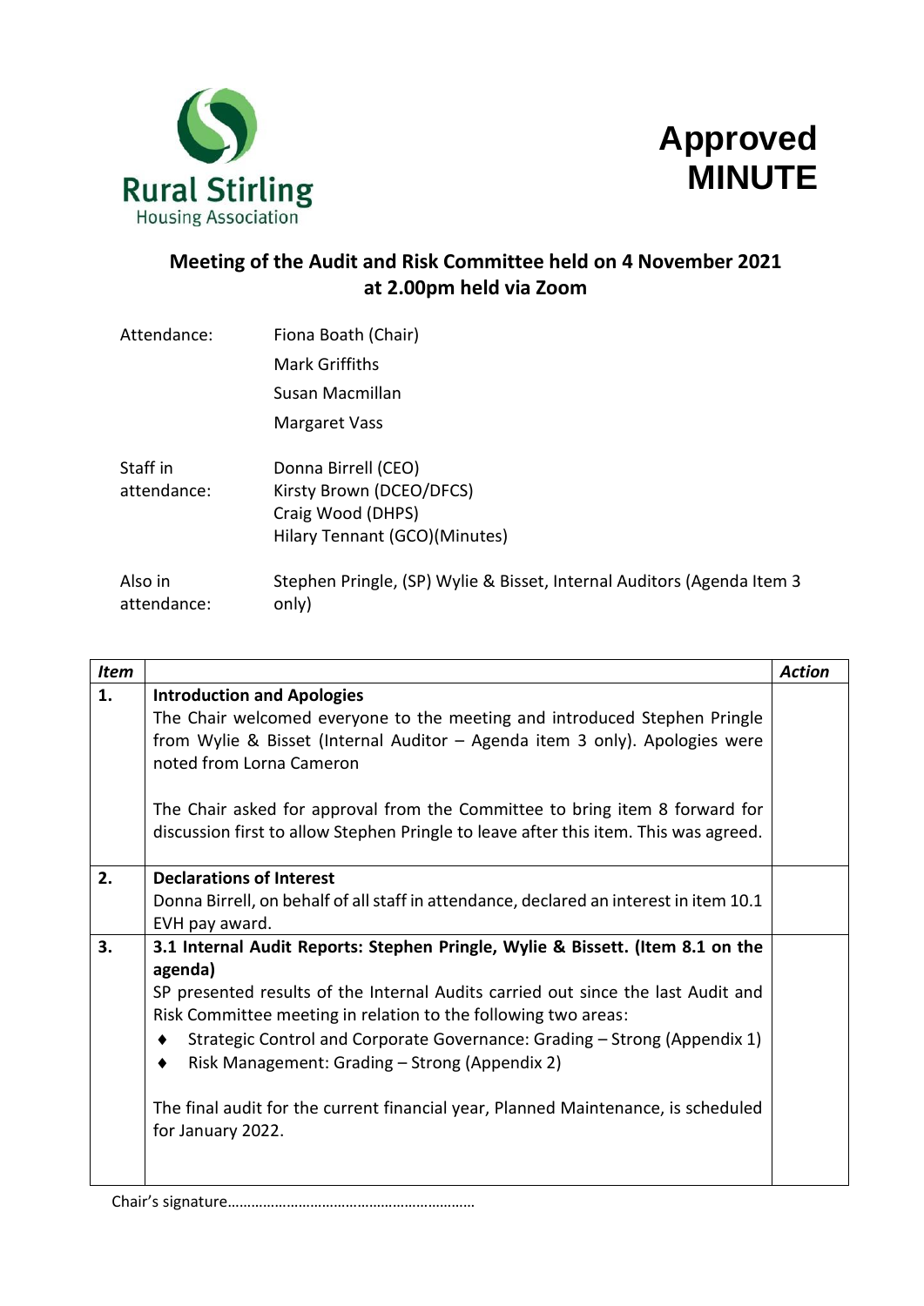Rural Stirling Housing Association

# Approved MINUTE

## Meeting of the Audit and Risk Committee held on 4 November 2021 at 2.00pm held via Zoom

| | |
|---|---|
| Attendance: | Fiona Boath (Chair) |
| | Mark Griffiths |
| | Susan Macmillan |
| | Margaret Vass |
| Staff in attendance: | Donna Birrell (CEO)<br>Kirsty Brown (DCEO/DFCS)<br>Craig Wood (DHPS)<br>Hilary Tennant (GCO)(Minutes) |
| Also in attendance: | Stephen Pringle, (SP) Wylie & Bisset, Internal Auditors (Agenda Item 3 only) |

| *Item* | | *Action* |
|---|---|---|
| **1.** | **Introduction and Apologies**<br>The Chair welcomed everyone to the meeting and introduced Stephen Pringle from Wylie & Bisset (Internal Auditor – Agenda item 3 only). Apologies were noted from Lorna Cameron<br><br>The Chair asked for approval from the Committee to bring item 8 forward for discussion first to allow Stephen Pringle to leave after this item. This was agreed. | |
| **2.** | **Declarations of Interest**<br>Donna Birrell, on behalf of all staff in attendance, declared an interest in item 10.1 EVH pay award. | |
| **3.** | **3.1 Internal Audit Reports: Stephen Pringle, Wylie & Bissett. (Item 8.1 on the agenda)**<br>SP presented results of the Internal Audits carried out since the last Audit and Risk Committee meeting in relation to the following two areas:<br>♦ Strategic Control and Corporate Governance: Grading – Strong (Appendix 1)<br>♦ Risk Management: Grading – Strong (Appendix 2)<br><br>The final audit for the current financial year, Planned Maintenance, is scheduled for January 2022. | |

Chair's signature……………………………………………………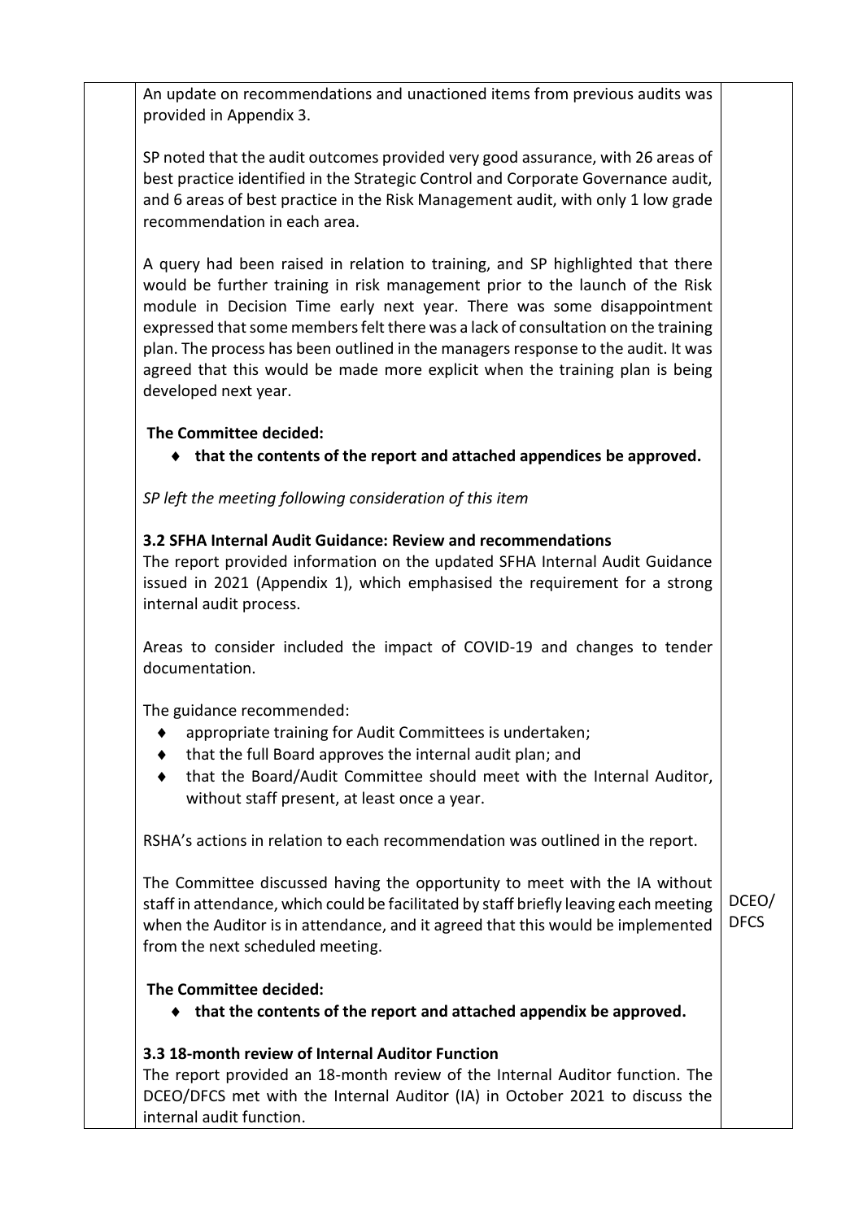An update on recommendations and unactioned items from previous audits was provided in Appendix 3.

SP noted that the audit outcomes provided very good assurance, with 26 areas of best practice identified in the Strategic Control and Corporate Governance audit, and 6 areas of best practice in the Risk Management audit, with only 1 low grade recommendation in each area.

A query had been raised in relation to training, and SP highlighted that there would be further training in risk management prior to the launch of the Risk module in Decision Time early next year. There was some disappointment expressed that some members felt there was a lack of consultation on the training plan. The process has been outlined in the managers response to the audit. It was agreed that this would be made more explicit when the training plan is being developed next year.

**The Committee decided:**

- **that the contents of the report and attached appendices be approved.**

*SP left the meeting following consideration of this item*

**3.2 SFHA Internal Audit Guidance: Review and recommendations**

The report provided information on the updated SFHA Internal Audit Guidance issued in 2021 (Appendix 1), which emphasised the requirement for a strong internal audit process.

Areas to consider included the impact of COVID-19 and changes to tender documentation.

The guidance recommended:

- appropriate training for Audit Committees is undertaken;
- that the full Board approves the internal audit plan; and
- that the Board/Audit Committee should meet with the Internal Auditor, without staff present, at least once a year.

RSHA's actions in relation to each recommendation was outlined in the report.

The Committee discussed having the opportunity to meet with the IA without staff in attendance, which could be facilitated by staff briefly leaving each meeting when the Auditor is in attendance, and it agreed that this would be implemented from the next scheduled meeting. — DCEO/DFCS

**The Committee decided:**

- **that the contents of the report and attached appendix be approved.**

**3.3 18-month review of Internal Auditor Function**

The report provided an 18-month review of the Internal Auditor function. The DCEO/DFCS met with the Internal Auditor (IA) in October 2021 to discuss the internal audit function.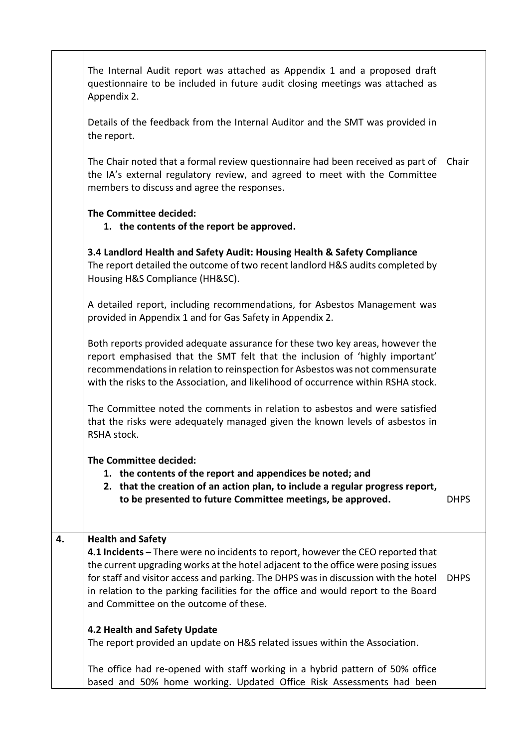| | | |
|---|---|---|
| | The Internal Audit report was attached as Appendix 1 and a proposed draft questionnaire to be included in future audit closing meetings was attached as Appendix 2.<br><br>Details of the feedback from the Internal Auditor and the SMT was provided in the report.<br><br>The Chair noted that a formal review questionnaire had been received as part of the IA's external regulatory review, and agreed to meet with the Committee members to discuss and agree the responses.<br><br>**The Committee decided:**<br>**1. the contents of the report be approved.**<br><br>**3.4 Landlord Health and Safety Audit: Housing Health & Safety Compliance**<br>The report detailed the outcome of two recent landlord H&S audits completed by Housing H&S Compliance (HH&SC).<br><br>A detailed report, including recommendations, for Asbestos Management was provided in Appendix 1 and for Gas Safety in Appendix 2.<br><br>Both reports provided adequate assurance for these two key areas, however the report emphasised that the SMT felt that the inclusion of 'highly important' recommendations in relation to reinspection for Asbestos was not commensurate with the risks to the Association, and likelihood of occurrence within RSHA stock.<br><br>The Committee noted the comments in relation to asbestos and were satisfied that the risks were adequately managed given the known levels of asbestos in RSHA stock.<br><br>**The Committee decided:**<br>**1. the contents of the report and appendices be noted; and**<br>**2. that the creation of an action plan, to include a regular progress report, to be presented to future Committee meetings, be approved.** | Chair<br><br><br><br><br><br><br><br><br><br>DHPS |
| **4.** | **Health and Safety**<br>**4.1 Incidents –** There were no incidents to report, however the CEO reported that the current upgrading works at the hotel adjacent to the office were posing issues for staff and visitor access and parking. The DHPS was in discussion with the hotel in relation to the parking facilities for the office and would report to the Board and Committee on the outcome of these.<br><br>**4.2 Health and Safety Update**<br>The report provided an update on H&S related issues within the Association.<br><br>The office had re-opened with staff working in a hybrid pattern of 50% office based and 50% home working. Updated Office Risk Assessments had been | DHPS |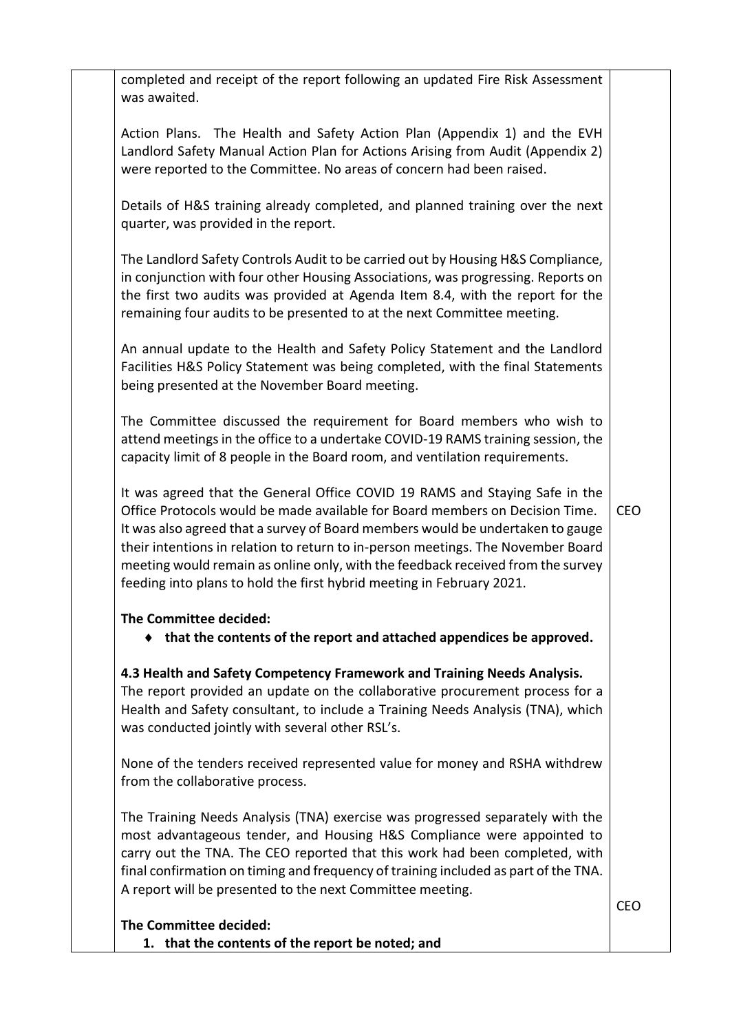| | | |
|---|---|---|
| | completed and receipt of the report following an updated Fire Risk Assessment was awaited.<br><br>Action Plans. The Health and Safety Action Plan (Appendix 1) and the EVH Landlord Safety Manual Action Plan for Actions Arising from Audit (Appendix 2) were reported to the Committee. No areas of concern had been raised.<br><br>Details of H&S training already completed, and planned training over the next quarter, was provided in the report.<br><br>The Landlord Safety Controls Audit to be carried out by Housing H&S Compliance, in conjunction with four other Housing Associations, was progressing. Reports on the first two audits was provided at Agenda Item 8.4, with the report for the remaining four audits to be presented to at the next Committee meeting.<br><br>An annual update to the Health and Safety Policy Statement and the Landlord Facilities H&S Policy Statement was being completed, with the final Statements being presented at the November Board meeting.<br><br>The Committee discussed the requirement for Board members who wish to attend meetings in the office to a undertake COVID-19 RAMS training session, the capacity limit of 8 people in the Board room, and ventilation requirements.<br><br>It was agreed that the General Office COVID 19 RAMS and Staying Safe in the Office Protocols would be made available for Board members on Decision Time. It was also agreed that a survey of Board members would be undertaken to gauge their intentions in relation to return to in-person meetings. The November Board meeting would remain as online only, with the feedback received from the survey feeding into plans to hold the first hybrid meeting in February 2021.<br><br>**The Committee decided:**<br>♦ **that the contents of the report and attached appendices be approved.**<br><br>**4.3 Health and Safety Competency Framework and Training Needs Analysis.**<br>The report provided an update on the collaborative procurement process for a Health and Safety consultant, to include a Training Needs Analysis (TNA), which was conducted jointly with several other RSL's.<br><br>None of the tenders received represented value for money and RSHA withdrew from the collaborative process.<br><br>The Training Needs Analysis (TNA) exercise was progressed separately with the most advantageous tender, and Housing H&S Compliance were appointed to carry out the TNA. The CEO reported that this work had been completed, with final confirmation on timing and frequency of training included as part of the TNA. A report will be presented to the next Committee meeting.<br><br>**The Committee decided:**<br>1. **that the contents of the report be noted; and** | CEO<br><br>CEO |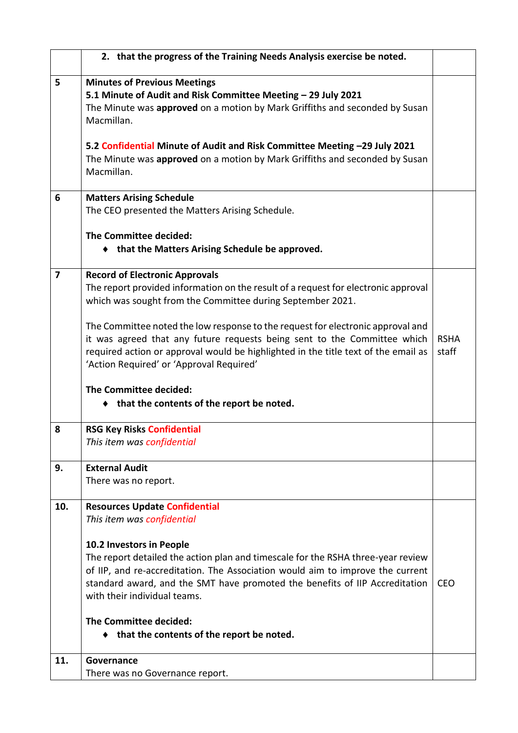| | | |
|---|---|---|
| | **2. that the progress of the Training Needs Analysis exercise be noted.** | |
| 5 | **Minutes of Previous Meetings**<br>**5.1 Minute of Audit and Risk Committee Meeting – 29 July 2021**<br>The Minute was **approved** on a motion by Mark Griffiths and seconded by Susan Macmillan.<br><br>**5.2 Confidential Minute of Audit and Risk Committee Meeting –29 July 2021**<br>The Minute was **approved** on a motion by Mark Griffiths and seconded by Susan Macmillan. | |
| 6 | **Matters Arising Schedule**<br>The CEO presented the Matters Arising Schedule.<br><br>**The Committee decided:**<br>♦ **that the Matters Arising Schedule be approved.** | |
| 7 | **Record of Electronic Approvals**<br>The report provided information on the result of a request for electronic approval which was sought from the Committee during September 2021.<br><br>The Committee noted the low response to the request for electronic approval and it was agreed that any future requests being sent to the Committee which required action or approval would be highlighted in the title text of the email as 'Action Required' or 'Approval Required'<br><br>**The Committee decided:**<br>♦ **that the contents of the report be noted.** | RSHA staff |
| 8 | **RSG Key Risks Confidential**<br>*This item was confidential* | |
| 9. | **External Audit**<br>There was no report. | |
| 10. | **Resources Update Confidential**<br>*This item was confidential*<br><br>**10.2 Investors in People**<br>The report detailed the action plan and timescale for the RSHA three-year review of IIP, and re-accreditation. The Association would aim to improve the current standard award, and the SMT have promoted the benefits of IIP Accreditation with their individual teams.<br><br>**The Committee decided:**<br>♦ **that the contents of the report be noted.** | CEO |
| 11. | **Governance**<br>There was no Governance report. | |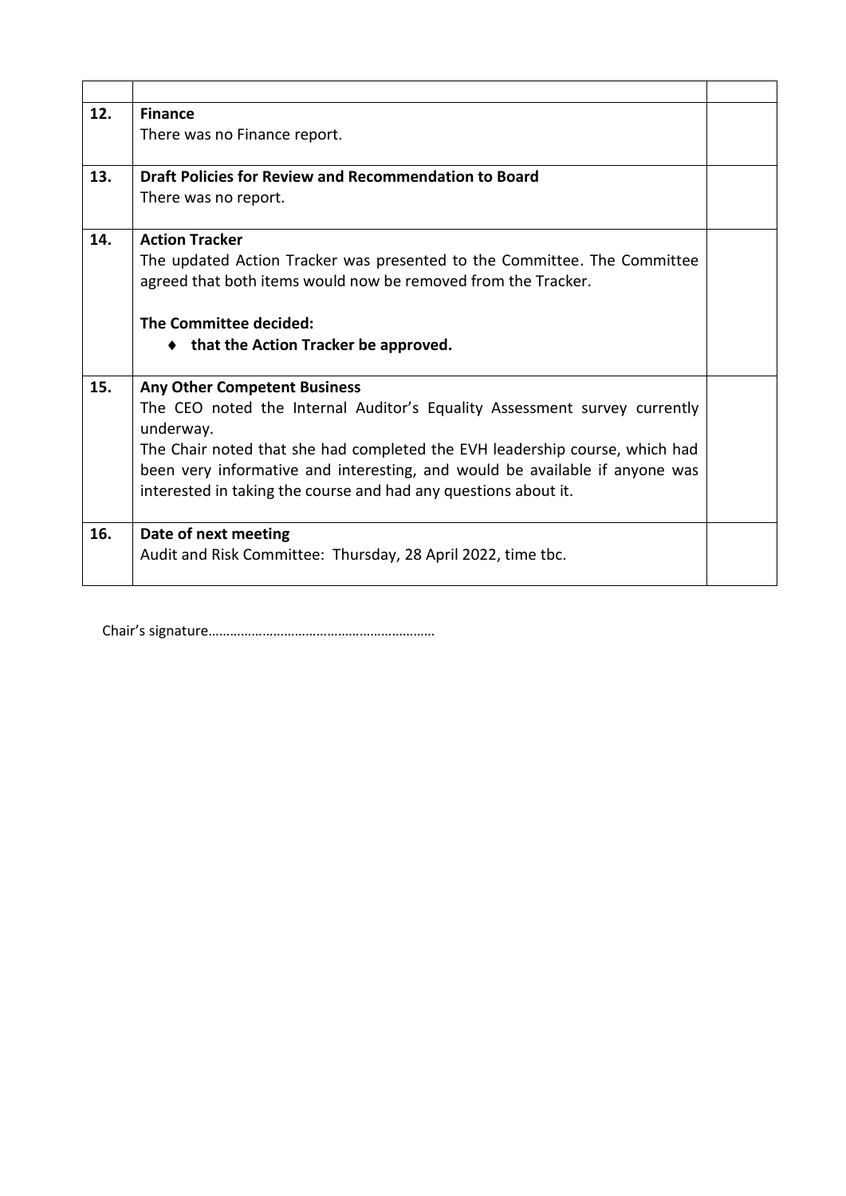| | | |
|---|---|---|
| 12. | **Finance**<br>There was no Finance report. | |
| 13. | **Draft Policies for Review and Recommendation to Board**<br>There was no report. | |
| 14. | **Action Tracker**<br>The updated Action Tracker was presented to the Committee. The Committee agreed that both items would now be removed from the Tracker.<br><br>**The Committee decided:**<br>♦ **that the Action Tracker be approved.** | |
| 15. | **Any Other Competent Business**<br>The CEO noted the Internal Auditor's Equality Assessment survey currently underway.<br>The Chair noted that she had completed the EVH leadership course, which had been very informative and interesting, and would be available if anyone was interested in taking the course and had any questions about it. | |
| 16. | **Date of next meeting**<br>Audit and Risk Committee: Thursday, 28 April 2022, time tbc. | |

Chair's signature……………………………………………………